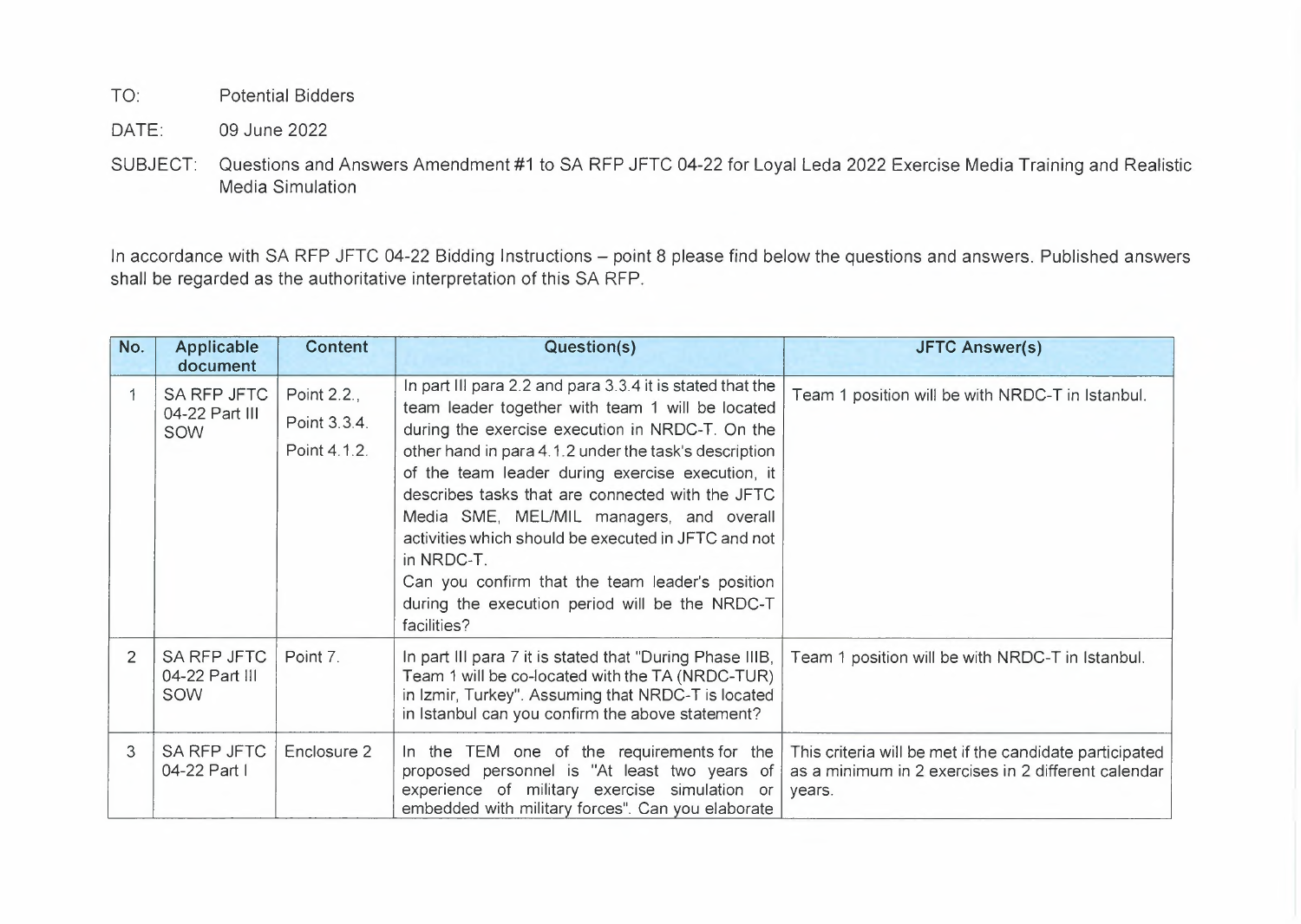TO: Potential Bidders

DATE: 09 June 2022

SUBJECT: Questions and Answers Amendment #1 to SA RFP JFTC 04-22 for Loyal Leda 2022 Exercise Media Training and Realistic Media Simulation

In accordance with SA RFP JFTC 04-22 Bidding Instructions – point 8 please find below the questions and answers. Published answers shall be regarded as the authoritative interpretation of this SA RFP.

| No. | Applicable document | Content | Question(s) | JFTC Answer(s) |
|---|---|---|---|---|
| 1 | SA RFP JFTC 04-22 Part III SOW | Point 2.2., Point 3.3.4. Point 4.1.2. | In part III para 2.2 and para 3.3.4 it is stated that the team leader together with team 1 will be located during the exercise execution in NRDC-T. On the other hand in para 4.1.2 under the task's description of the team leader during exercise execution, it describes tasks that are connected with the JFTC Media SME, MEL/MIL managers, and overall activities which should be executed in JFTC and not in NRDC-T. Can you confirm that the team leader's position during the execution period will be the NRDC-T facilities? | Team 1 position will be with NRDC-T in Istanbul. |
| 2 | SA RFP JFTC 04-22 Part III SOW | Point 7. | In part III para 7 it is stated that "During Phase IIIB, Team 1 will be co-located with the TA (NRDC-TUR) in Izmir, Turkey". Assuming that NRDC-T is located in Istanbul can you confirm the above statement? | Team 1 position will be with NRDC-T in Istanbul. |
| 3 | SA RFP JFTC 04-22 Part I | Enclosure 2 | In the TEM one of the requirements for the proposed personnel is "At least two years of experience of military exercise simulation or embedded with military forces". Can you elaborate | This criteria will be met if the candidate participated as a minimum in 2 exercises in 2 different calendar years. |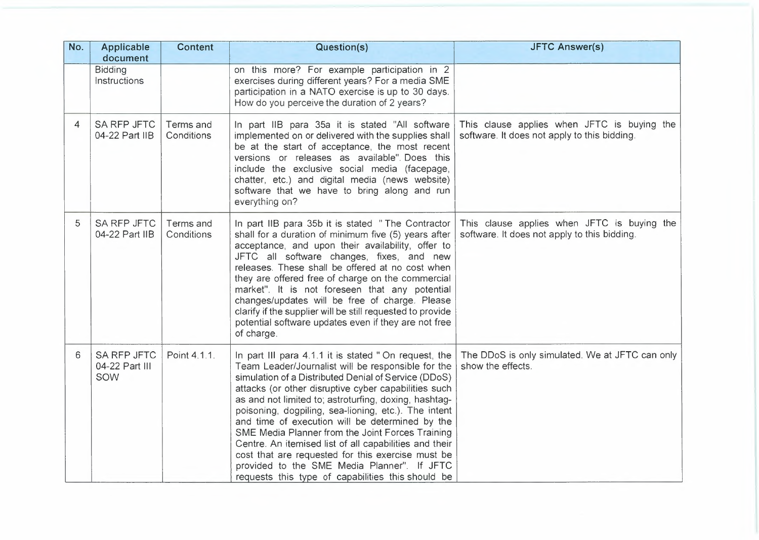| No. | Applicable document | Content | Question(s) | JFTC Answer(s) |
| --- | --- | --- | --- | --- |
| | Bidding Instructions | | on this more? For example participation in 2 exercises during different years? For a media SME participation in a NATO exercise is up to 30 days. How do you perceive the duration of 2 years? | |
| 4 | SA RFP JFTC 04-22 Part IIB | Terms and Conditions | In part IIB para 35a it is stated "All software implemented on or delivered with the supplies shall be at the start of acceptance, the most recent versions or releases as available". Does this include the exclusive social media (facepage, chatter, etc.) and digital media (news website) software that we have to bring along and run everything on? | This clause applies when JFTC is buying the software. It does not apply to this bidding. |
| 5 | SA RFP JFTC 04-22 Part IIB | Terms and Conditions | In part IIB para 35b it is stated "The Contractor shall for a duration of minimum five (5) years after acceptance, and upon their availability, offer to JFTC all software changes, fixes, and new releases. These shall be offered at no cost when they are offered free of charge on the commercial market". It is not foreseen that any potential changes/updates will be free of charge. Please clarify if the supplier will be still requested to provide potential software updates even if they are not free of charge. | This clause applies when JFTC is buying the software. It does not apply to this bidding. |
| 6 | SA RFP JFTC 04-22 Part III SOW | Point 4.1.1. | In part III para 4.1.1 it is stated "On request, the Team Leader/Journalist will be responsible for the simulation of a Distributed Denial of Service (DDoS) attacks (or other disruptive cyber capabilities such as and not limited to; astroturfing, doxing, hashtag-poisoning, dogpiling, sea-lioning, etc.). The intent and time of execution will be determined by the SME Media Planner from the Joint Forces Training Centre. An itemised list of all capabilities and their cost that are requested for this exercise must be provided to the SME Media Planner". If JFTC requests this type of capabilities this should be | The DDoS is only simulated. We at JFTC can only show the effects. |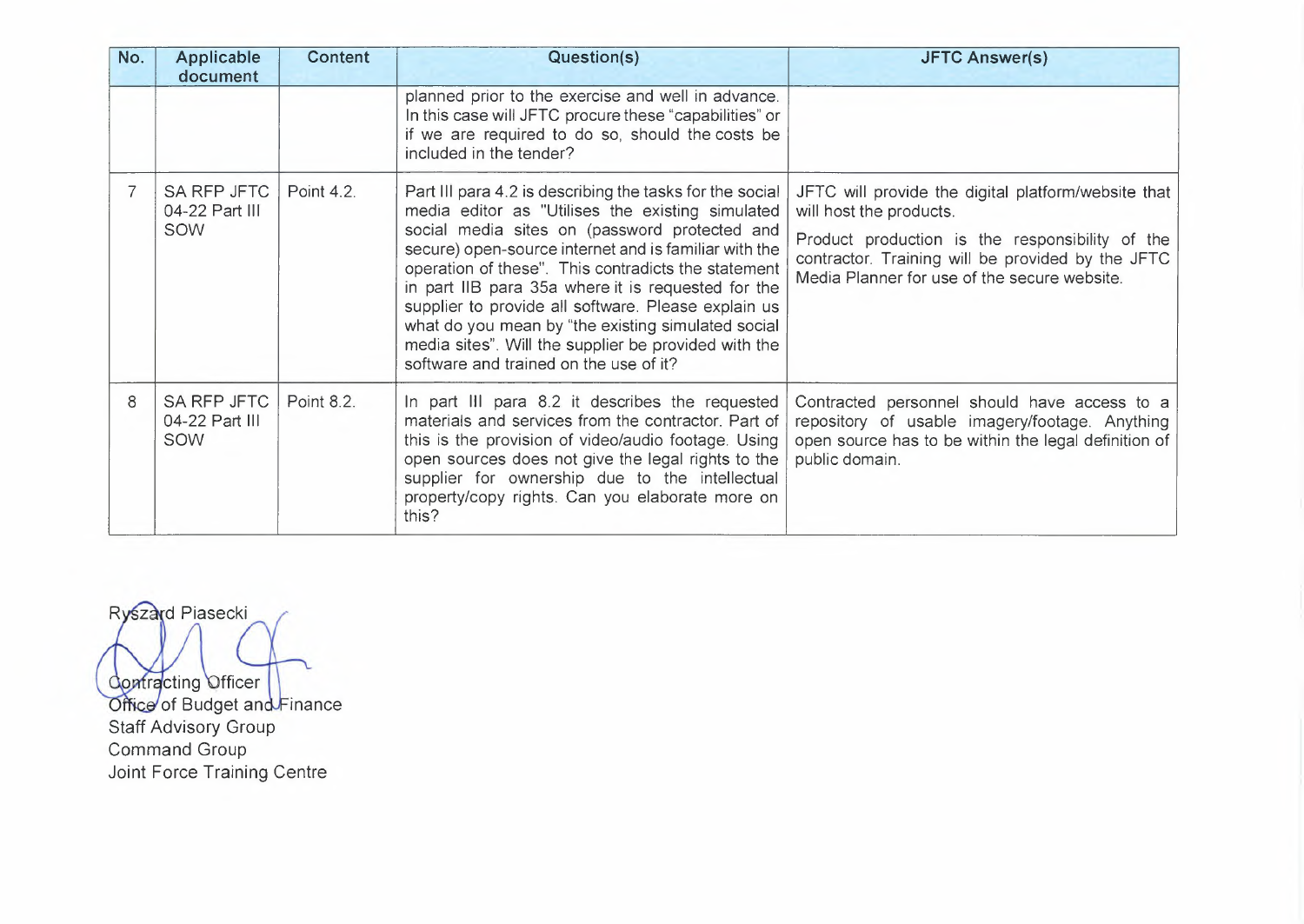| No. | Applicable document | Content | Question(s) | JFTC Answer(s) |
|---|---|---|---|---|
| | | | planned prior to the exercise and well in advance. In this case will JFTC procure these "capabilities" or if we are required to do so, should the costs be included in the tender? | |
| 7 | SA RFP JFTC 04-22 Part III SOW | Point 4.2. | Part III para 4.2 is describing the tasks for the social media editor as "Utilises the existing simulated social media sites on (password protected and secure) open-source internet and is familiar with the operation of these". This contradicts the statement in part IIB para 35a where it is requested for the supplier to provide all software. Please explain us what do you mean by "the existing simulated social media sites". Will the supplier be provided with the software and trained on the use of it? | JFTC will provide the digital platform/website that will host the products.<br><br>Product production is the responsibility of the contractor. Training will be provided by the JFTC Media Planner for use of the secure website. |
| 8 | SA RFP JFTC 04-22 Part III SOW | Point 8.2. | In part III para 8.2 it describes the requested materials and services from the contractor. Part of this is the provision of video/audio footage. Using open sources does not give the legal rights to the supplier for ownership due to the intellectual property/copy rights. Can you elaborate more on this? | Contracted personnel should have access to a repository of usable imagery/footage. Anything open source has to be within the legal definition of public domain. |

Ryszard Piasecki

Contracting Officer
Office of Budget and Finance
Staff Advisory Group
Command Group
Joint Force Training Centre